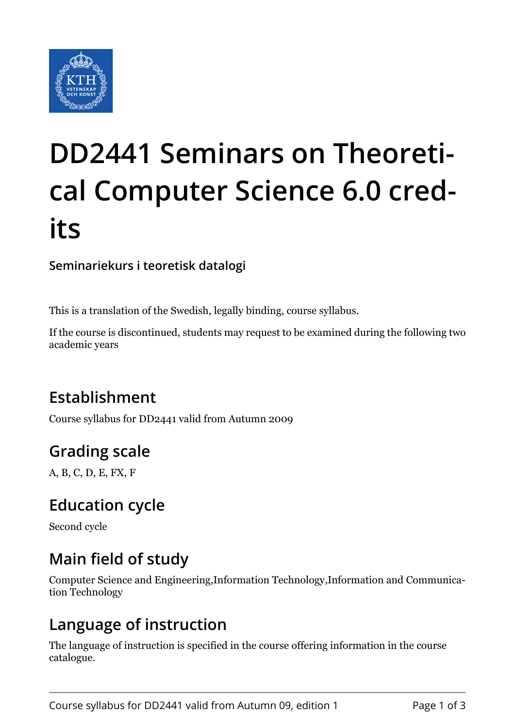# DD2441 Seminars on Theoretical Computer Science 6.0 credits

**Seminariekurs i teoretisk datalogi**

This is a translation of the Swedish, legally binding, course syllabus.

If the course is discontinued, students may request to be examined during the following two academic years

## Establishment

Course syllabus for DD2441 valid from Autumn 2009

## Grading scale

A, B, C, D, E, FX, F

## Education cycle

Second cycle

## Main field of study

Computer Science and Engineering,Information Technology,Information and Communication Technology

## Language of instruction

The language of instruction is specified in the course offering information in the course catalogue.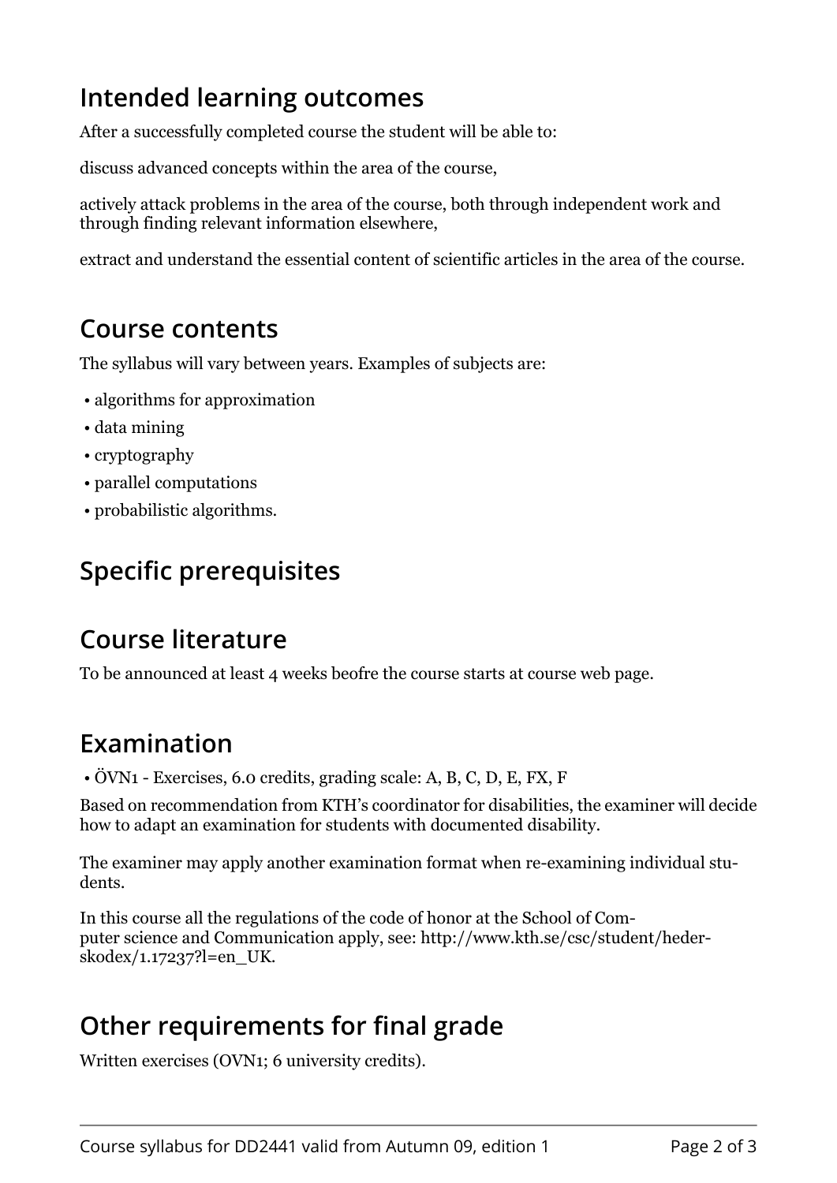## Intended learning outcomes

After a successfully completed course the student will be able to:

discuss advanced concepts within the area of the course,

actively attack problems in the area of the course, both through independent work and through finding relevant information elsewhere,

extract and understand the essential content of scientific articles in the area of the course.

## Course contents

The syllabus will vary between years. Examples of subjects are:

- algorithms for approximation
- data mining
- cryptography
- parallel computations
- probabilistic algorithms.

## Specific prerequisites

## Course literature

To be announced at least 4 weeks beofre the course starts at course web page.

## Examination

- ÖVN1 - Exercises, 6.0 credits, grading scale: A, B, C, D, E, FX, F

Based on recommendation from KTH's coordinator for disabilities, the examiner will decide how to adapt an examination for students with documented disability.

The examiner may apply another examination format when re-examining individual students.

In this course all the regulations of the code of honor at the School of Computer science and Communication apply, see: http://www.kth.se/csc/student/hederskodex/1.17237?l=en_UK.

## Other requirements for final grade

Written exercises (OVN1; 6 university credits).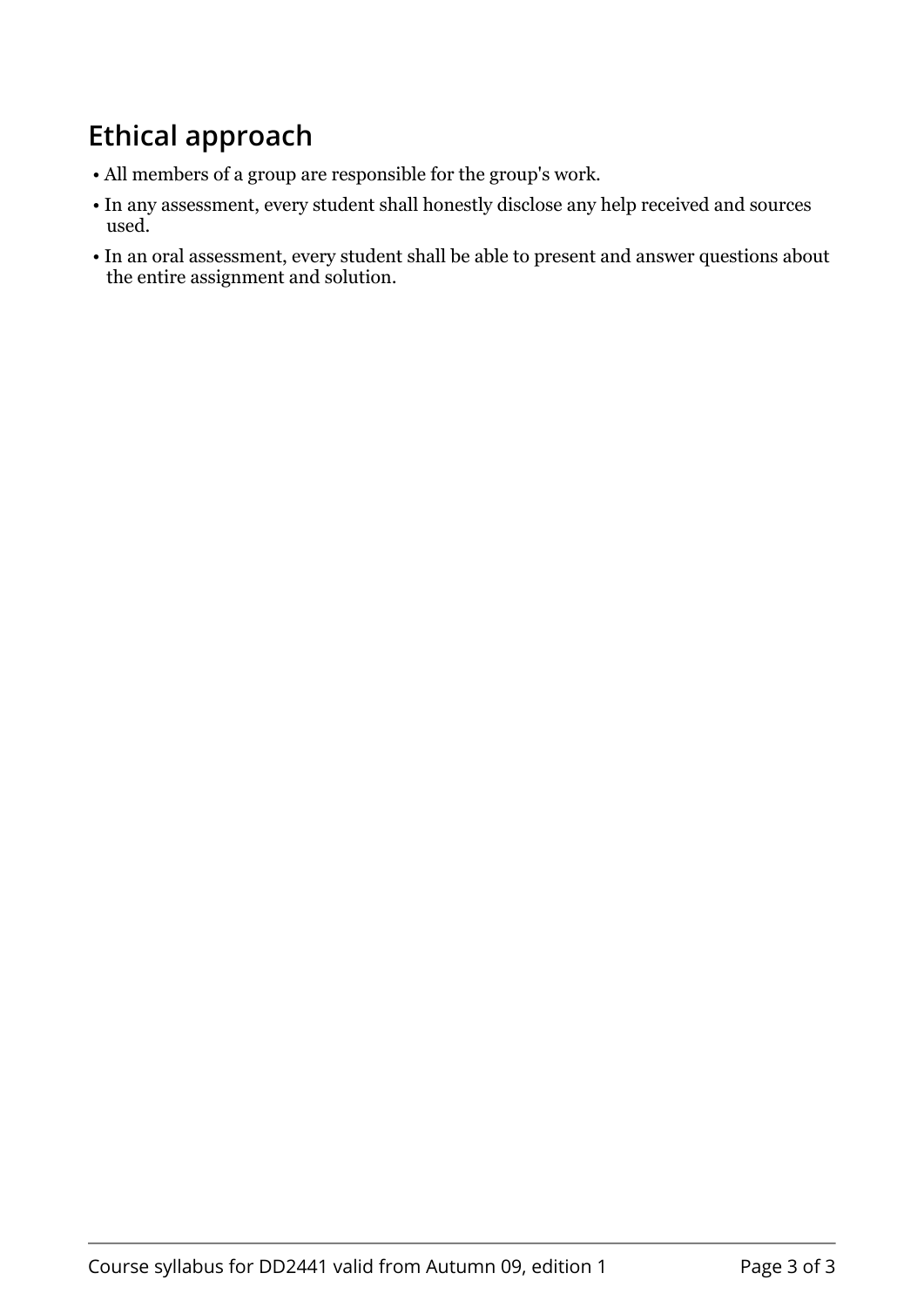## Ethical approach

- All members of a group are responsible for the group's work.
- In any assessment, every student shall honestly disclose any help received and sources used.
- In an oral assessment, every student shall be able to present and answer questions about the entire assignment and solution.